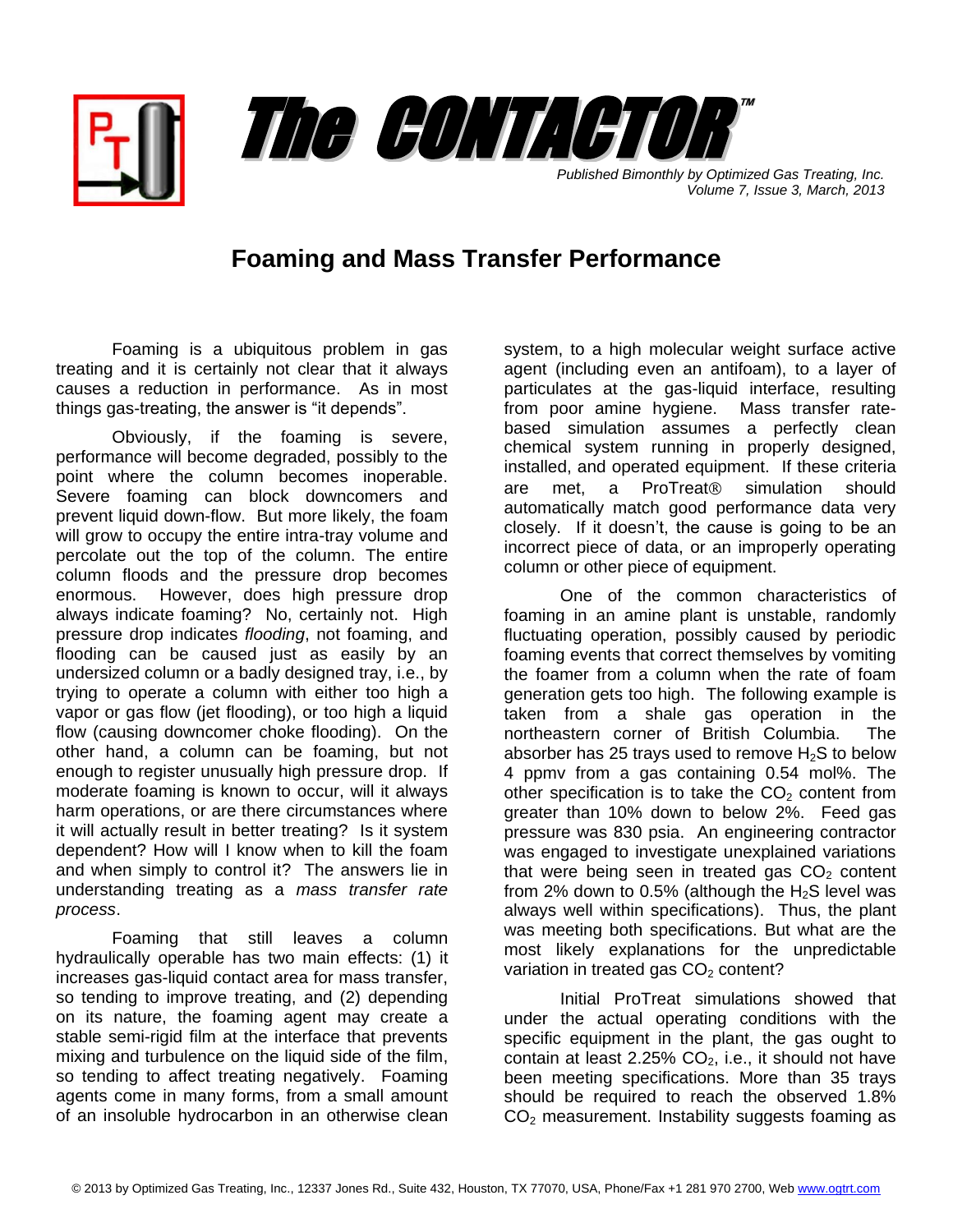# The CONTACTOR™

*Published Bimonthly by Optimized Gas Treating, Inc.*
*Volume 7, Issue 3, March, 2013*

## Foaming and Mass Transfer Performance

Foaming is a ubiquitous problem in gas treating and it is certainly not clear that it always causes a reduction in performance. As in most things gas-treating, the answer is "it depends".

Obviously, if the foaming is severe, performance will become degraded, possibly to the point where the column becomes inoperable. Severe foaming can block downcomers and prevent liquid down-flow. But more likely, the foam will grow to occupy the entire intra-tray volume and percolate out the top of the column. The entire column floods and the pressure drop becomes enormous. However, does high pressure drop always indicate foaming? No, certainly not. High pressure drop indicates *flooding*, not foaming, and flooding can be caused just as easily by an undersized column or a badly designed tray, i.e., by trying to operate a column with either too high a vapor or gas flow (jet flooding), or too high a liquid flow (causing downcomer choke flooding). On the other hand, a column can be foaming, but not enough to register unusually high pressure drop. If moderate foaming is known to occur, will it always harm operations, or are there circumstances where it will actually result in better treating? Is it system dependent? How will I know when to kill the foam and when simply to control it? The answers lie in understanding treating as a *mass transfer rate process*.

Foaming that still leaves a column hydraulically operable has two main effects: (1) it increases gas-liquid contact area for mass transfer, so tending to improve treating, and (2) depending on its nature, the foaming agent may create a stable semi-rigid film at the interface that prevents mixing and turbulence on the liquid side of the film, so tending to affect treating negatively. Foaming agents come in many forms, from a small amount of an insoluble hydrocarbon in an otherwise clean system, to a high molecular weight surface active agent (including even an antifoam), to a layer of particulates at the gas-liquid interface, resulting from poor amine hygiene. Mass transfer rate-based simulation assumes a perfectly clean chemical system running in properly designed, installed, and operated equipment. If these criteria are met, a ProTreat® simulation should automatically match good performance data very closely. If it doesn't, the cause is going to be an incorrect piece of data, or an improperly operating column or other piece of equipment.

One of the common characteristics of foaming in an amine plant is unstable, randomly fluctuating operation, possibly caused by periodic foaming events that correct themselves by vomiting the foamer from a column when the rate of foam generation gets too high. The following example is taken from a shale gas operation in the northeastern corner of British Columbia. The absorber has 25 trays used to remove $H_2S$ to below 4 ppmv from a gas containing 0.54 mol%. The other specification is to take the $CO_2$ content from greater than 10% down to below 2%. Feed gas pressure was 830 psia. An engineering contractor was engaged to investigate unexplained variations that were being seen in treated gas $CO_2$ content from 2% down to 0.5% (although the $H_2S$ level was always well within specifications). Thus, the plant was meeting both specifications. But what are the most likely explanations for the unpredictable variation in treated gas $CO_2$ content?

Initial ProTreat simulations showed that under the actual operating conditions with the specific equipment in the plant, the gas ought to contain at least 2.25% $CO_2$, i.e., it should not have been meeting specifications. More than 35 trays should be required to reach the observed 1.8% $CO_2$ measurement. Instability suggests foaming as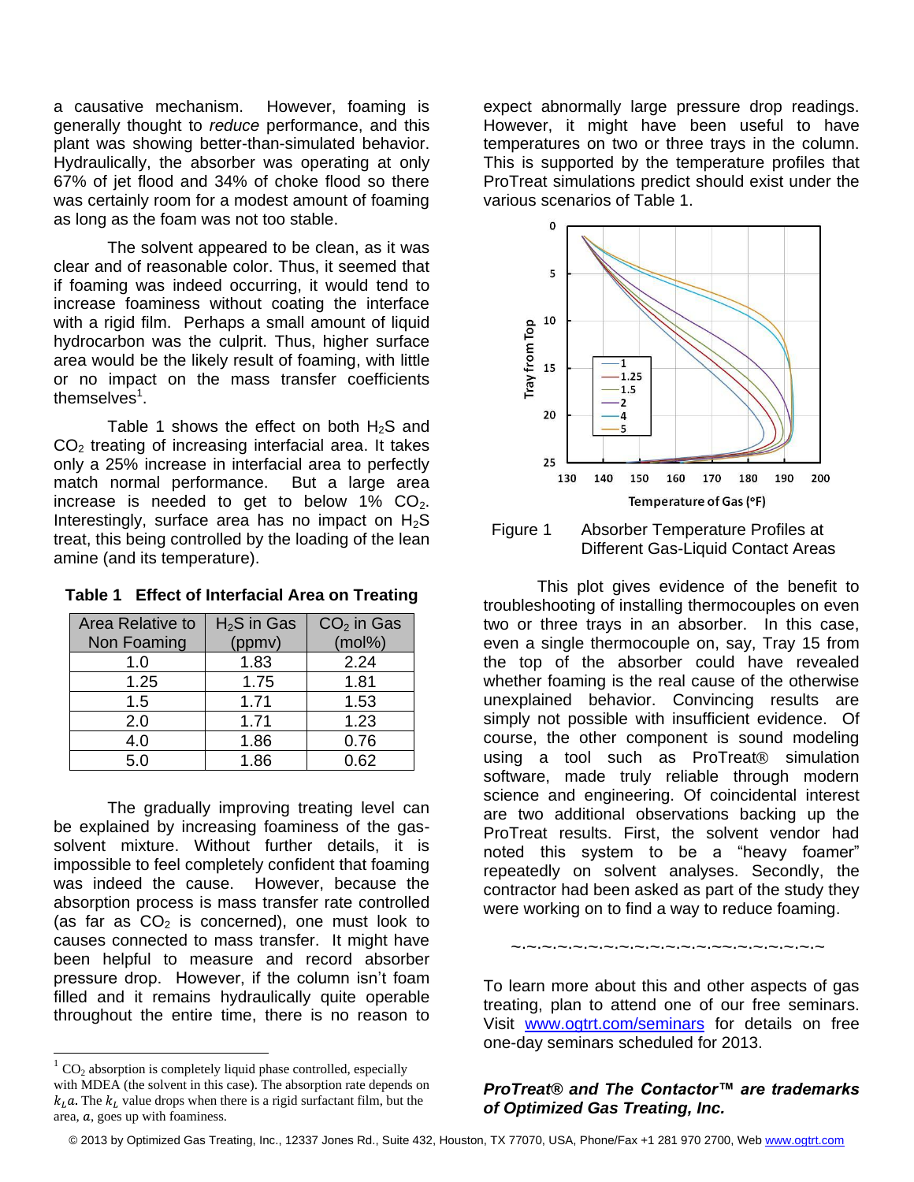a causative mechanism. However, foaming is generally thought to *reduce* performance, and this plant was showing better-than-simulated behavior. Hydraulically, the absorber was operating at only 67% of jet flood and 34% of choke flood so there was certainly room for a modest amount of foaming as long as the foam was not too stable.

The solvent appeared to be clean, as it was clear and of reasonable color. Thus, it seemed that if foaming was indeed occurring, it would tend to increase foaminess without coating the interface with a rigid film. Perhaps a small amount of liquid hydrocarbon was the culprit. Thus, higher surface area would be the likely result of foaming, with little or no impact on the mass transfer coefficients themselves[1].

Table 1 shows the effect on both $H_2S$ and $CO_2$ treating of increasing interfacial area. It takes only a 25% increase in interfacial area to perfectly match normal performance. But a large area increase is needed to get to below 1% $CO_2$. Interestingly, surface area has no impact on $H_2S$ treat, this being controlled by the loading of the lean amine (and its temperature).

**Table 1 Effect of Interfacial Area on Treating**

| Area Relative to Non Foaming | $H_2S$ in Gas (ppmv) | $CO_2$ in Gas (mol%) |
|---|---|---|
| 1.0 | 1.83 | 2.24 |
| 1.25 | 1.75 | 1.81 |
| 1.5 | 1.71 | 1.53 |
| 2.0 | 1.71 | 1.23 |
| 4.0 | 1.86 | 0.76 |
| 5.0 | 1.86 | 0.62 |

The gradually improving treating level can be explained by increasing foaminess of the gas-solvent mixture. Without further details, it is impossible to feel completely confident that foaming was indeed the cause. However, because the absorption process is mass transfer rate controlled (as far as $CO_2$ is concerned), one must look to causes connected to mass transfer. It might have been helpful to measure and record absorber pressure drop. However, if the column isn't foam filled and it remains hydraulically quite operable throughout the entire time, there is no reason to expect abnormally large pressure drop readings. However, it might have been useful to have temperatures on two or three trays in the column. This is supported by the temperature profiles that ProTreat simulations predict should exist under the various scenarios of Table 1.

0
5
10
15
20
25
Tray from Top
130 140 150 160 170 180 190 200
Temperature of Gas (°F)
1
1.25
1.5
2
4
5

Figure 1 Absorber Temperature Profiles at Different Gas-Liquid Contact Areas

This plot gives evidence of the benefit to troubleshooting of installing thermocouples on even two or three trays in an absorber. In this case, even a single thermocouple on, say, Tray 15 from the top of the absorber could have revealed whether foaming is the real cause of the otherwise unexplained behavior. Convincing results are simply not possible with insufficient evidence. Of course, the other component is sound modeling using a tool such as ProTreat® simulation software, made truly reliable through modern science and engineering. Of coincidental interest are two additional observations backing up the ProTreat results. First, the solvent vendor had noted this system to be a "heavy foamer" repeatedly on solvent analyses. Secondly, the contractor had been asked as part of the study they were working on to find a way to reduce foaming.

~.~.~.~.~.~.~.~.~.~.~.~.~.~.~~.~.~.~.~.~.~

To learn more about this and other aspects of gas treating, plan to attend one of our free seminars. Visit www.ogtrt.com/seminars for details on free one-day seminars scheduled for 2013.

***ProTreat® and The Contactor™ are trademarks of Optimized Gas Treating, Inc.***

[1] $CO_2$ absorption is completely liquid phase controlled, especially with MDEA (the solvent in this case). The absorption rate depends on $k_L a$. The $k_L$ value drops when there is a rigid surfactant film, but the area, $a$, goes up with foaminess.

© 2013 by Optimized Gas Treating, Inc., 12337 Jones Rd., Suite 432, Houston, TX 77070, USA, Phone/Fax +1 281 970 2700, Web www.ogtrt.com